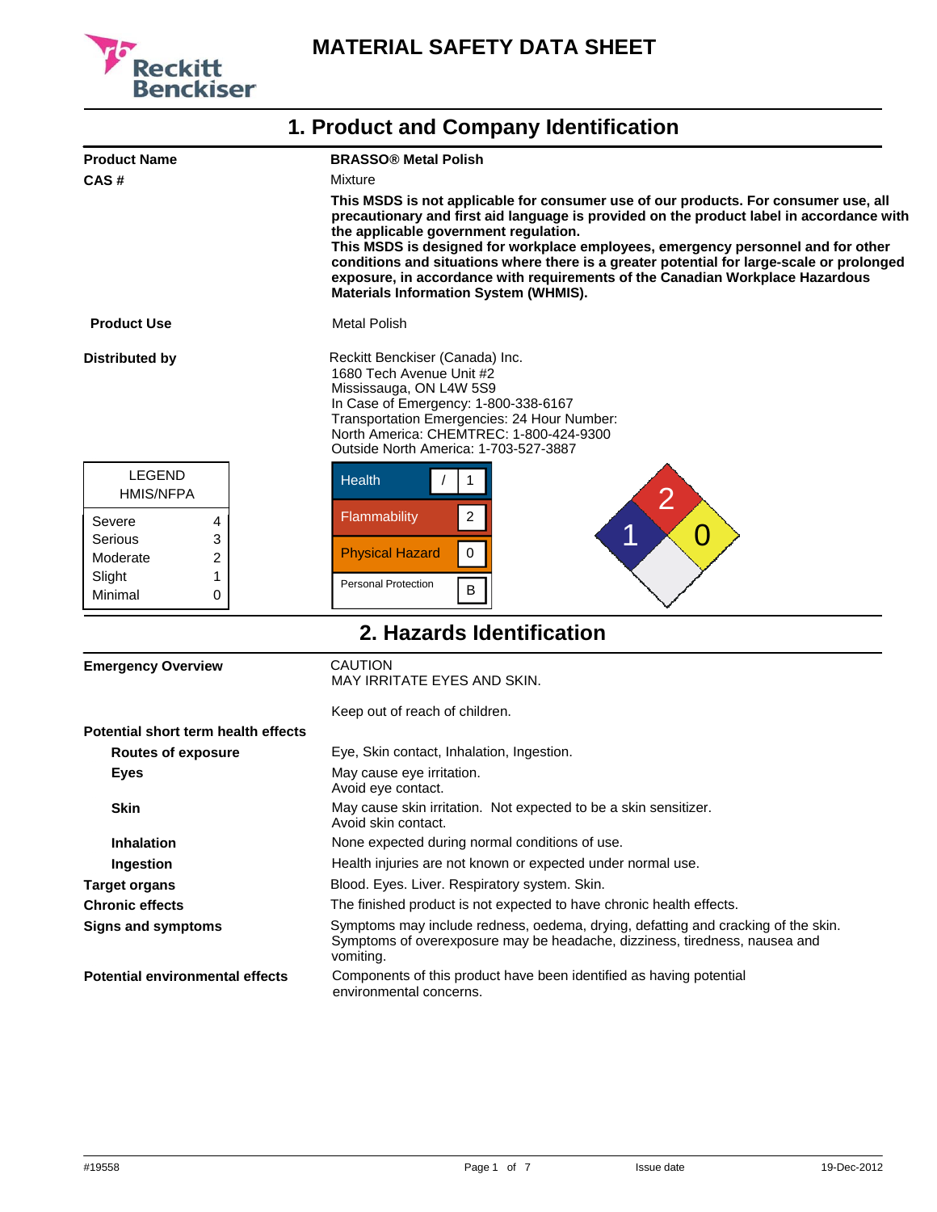# MATERIAL SAFETY DATA SHEET

## 1. Product and Company Identification

| | |
|---|---|
| **Product Name** | **BRASSO® Metal Polish** |
| **CAS #** | Mixture |

**This MSDS is not applicable for consumer use of our products. For consumer use, all precautionary and first aid language is provided on the product label in accordance with the applicable government regulation.**
**This MSDS is designed for workplace employees, emergency personnel and for other conditions and situations where there is a greater potential for large-scale or prolonged exposure, in accordance with requirements of the Canadian Workplace Hazardous Materials Information System (WHMIS).**

**Product Use** Metal Polish

**Distributed by**
Reckitt Benckiser (Canada) Inc.
1680 Tech Avenue Unit #2
Mississauga, ON L4W 5S9
In Case of Emergency: 1-800-338-6167
Transportation Emergencies: 24 Hour Number:
North America: CHEMTREC: 1-800-424-9300
Outside North America: 1-703-527-3887

| LEGEND HMIS/NFPA | |
|---|---|
| Severe | 4 |
| Serious | 3 |
| Moderate | 2 |
| Slight | 1 |
| Minimal | 0 |

| HMIS | |
|---|---|
| Health | / 1 |
| Flammability | 2 |
| Physical Hazard | 0 |
| Personal Protection | B |

NFPA: Health 1, Flammability 2, Instability 0

## 2. Hazards Identification

| | |
|---|---|
| **Emergency Overview** | CAUTION<br>MAY IRRITATE EYES AND SKIN.<br><br>Keep out of reach of children. |
| **Potential short term health effects** | |
| **Routes of exposure** | Eye, Skin contact, Inhalation, Ingestion. |
| **Eyes** | May cause eye irritation.<br>Avoid eye contact. |
| **Skin** | May cause skin irritation. Not expected to be a skin sensitizer.<br>Avoid skin contact. |
| **Inhalation** | None expected during normal conditions of use. |
| **Ingestion** | Health injuries are not known or expected under normal use. |
| **Target organs** | Blood. Eyes. Liver. Respiratory system. Skin. |
| **Chronic effects** | The finished product is not expected to have chronic health effects. |
| **Signs and symptoms** | Symptoms may include redness, oedema, drying, defatting and cracking of the skin. Symptoms of overexposure may be headache, dizziness, tiredness, nausea and vomiting. |
| **Potential environmental effects** | Components of this product have been identified as having potential environmental concerns. |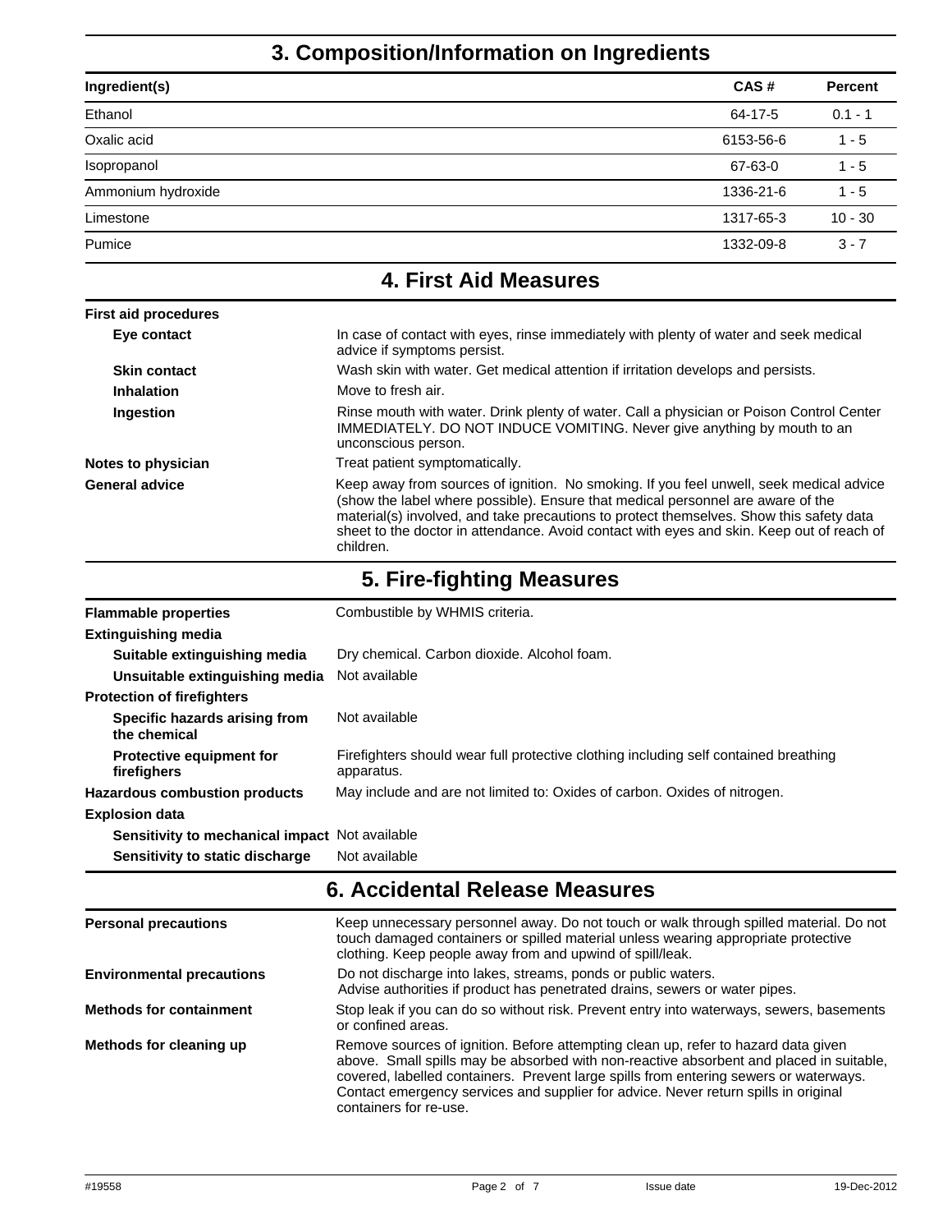## 3. Composition/Information on Ingredients

| Ingredient(s) | CAS # | Percent |
|---|---|---|
| Ethanol | 64-17-5 | 0.1 - 1 |
| Oxalic acid | 6153-56-6 | 1 - 5 |
| Isopropanol | 67-63-0 | 1 - 5 |
| Ammonium hydroxide | 1336-21-6 | 1 - 5 |
| Limestone | 1317-65-3 | 10 - 30 |
| Pumice | 1332-09-8 | 3 - 7 |

## 4. First Aid Measures

**First aid procedures**

**Eye contact**
In case of contact with eyes, rinse immediately with plenty of water and seek medical advice if symptoms persist.

**Skin contact**
Wash skin with water. Get medical attention if irritation develops and persists.

**Inhalation**
Move to fresh air.

**Ingestion**
Rinse mouth with water. Drink plenty of water. Call a physician or Poison Control Center IMMEDIATELY. DO NOT INDUCE VOMITING. Never give anything by mouth to an unconscious person.

**Notes to physician**
Treat patient symptomatically.

**General advice**
Keep away from sources of ignition. No smoking. If you feel unwell, seek medical advice (show the label where possible). Ensure that medical personnel are aware of the material(s) involved, and take precautions to protect themselves. Show this safety data sheet to the doctor in attendance. Avoid contact with eyes and skin. Keep out of reach of children.

## 5. Fire-fighting Measures

**Flammable properties**
Combustible by WHMIS criteria.

**Extinguishing media**

**Suitable extinguishing media**
Dry chemical. Carbon dioxide. Alcohol foam.

**Unsuitable extinguishing media**
Not available

**Protection of firefighters**

**Specific hazards arising from the chemical**
Not available

**Protective equipment for firefighters**
Firefighters should wear full protective clothing including self contained breathing apparatus.

**Hazardous combustion products**
May include and are not limited to: Oxides of carbon. Oxides of nitrogen.

**Explosion data**

**Sensitivity to mechanical impact**
Not available

**Sensitivity to static discharge**
Not available

## 6. Accidental Release Measures

**Personal precautions**
Keep unnecessary personnel away. Do not touch or walk through spilled material. Do not touch damaged containers or spilled material unless wearing appropriate protective clothing. Keep people away from and upwind of spill/leak.

**Environmental precautions**
Do not discharge into lakes, streams, ponds or public waters.
Advise authorities if product has penetrated drains, sewers or water pipes.

**Methods for containment**
Stop leak if you can do so without risk. Prevent entry into waterways, sewers, basements or confined areas.

**Methods for cleaning up**
Remove sources of ignition. Before attempting clean up, refer to hazard data given above. Small spills may be absorbed with non-reactive absorbent and placed in suitable, covered, labelled containers. Prevent large spills from entering sewers or waterways. Contact emergency services and supplier for advice. Never return spills in original containers for re-use.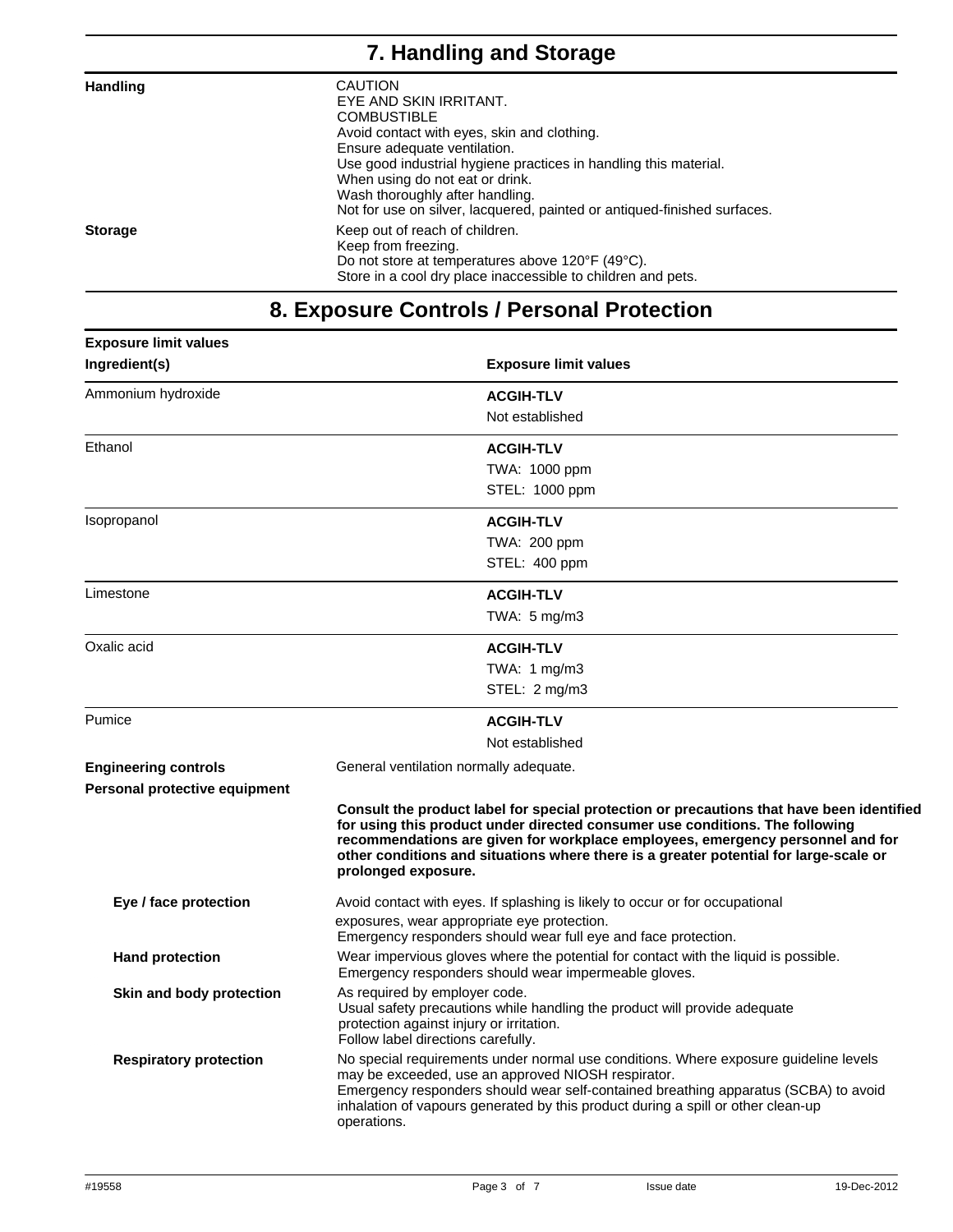## 7. Handling and Storage

**Handling**

CAUTION
EYE AND SKIN IRRITANT.
COMBUSTIBLE
Avoid contact with eyes, skin and clothing.
Ensure adequate ventilation.
Use good industrial hygiene practices in handling this material.
When using do not eat or drink.
Wash thoroughly after handling.
Not for use on silver, lacquered, painted or antiqued-finished surfaces.

**Storage**

Keep out of reach of children.
Keep from freezing.
Do not store at temperatures above 120°F (49°C).
Store in a cool dry place inaccessible to children and pets.

## 8. Exposure Controls / Personal Protection

**Exposure limit values**

| Ingredient(s) | Exposure limit values |
|---|---|
| Ammonium hydroxide | **ACGIH-TLV**<br>Not established |
| Ethanol | **ACGIH-TLV**<br>TWA: 1000 ppm<br>STEL: 1000 ppm |
| Isopropanol | **ACGIH-TLV**<br>TWA: 200 ppm<br>STEL: 400 ppm |
| Limestone | **ACGIH-TLV**<br>TWA: 5 mg/m3 |
| Oxalic acid | **ACGIH-TLV**<br>TWA: 1 mg/m3<br>STEL: 2 mg/m3 |
| Pumice | **ACGIH-TLV**<br>Not established |

**Engineering controls**

General ventilation normally adequate.

**Personal protective equipment**

**Consult the product label for special protection or precautions that have been identified for using this product under directed consumer use conditions. The following recommendations are given for workplace employees, emergency personnel and for other conditions and situations where there is a greater potential for large-scale or prolonged exposure.**

**Eye / face protection**

Avoid contact with eyes. If splashing is likely to occur or for occupational exposures, wear appropriate eye protection.
Emergency responders should wear full eye and face protection.

**Hand protection**

Wear impervious gloves where the potential for contact with the liquid is possible.
Emergency responders should wear impermeable gloves.

**Skin and body protection**

As required by employer code.
Usual safety precautions while handling the product will provide adequate protection against injury or irritation.
Follow label directions carefully.

**Respiratory protection**

No special requirements under normal use conditions. Where exposure guideline levels may be exceeded, use an approved NIOSH respirator.
Emergency responders should wear self-contained breathing apparatus (SCBA) to avoid inhalation of vapours generated by this product during a spill or other clean-up operations.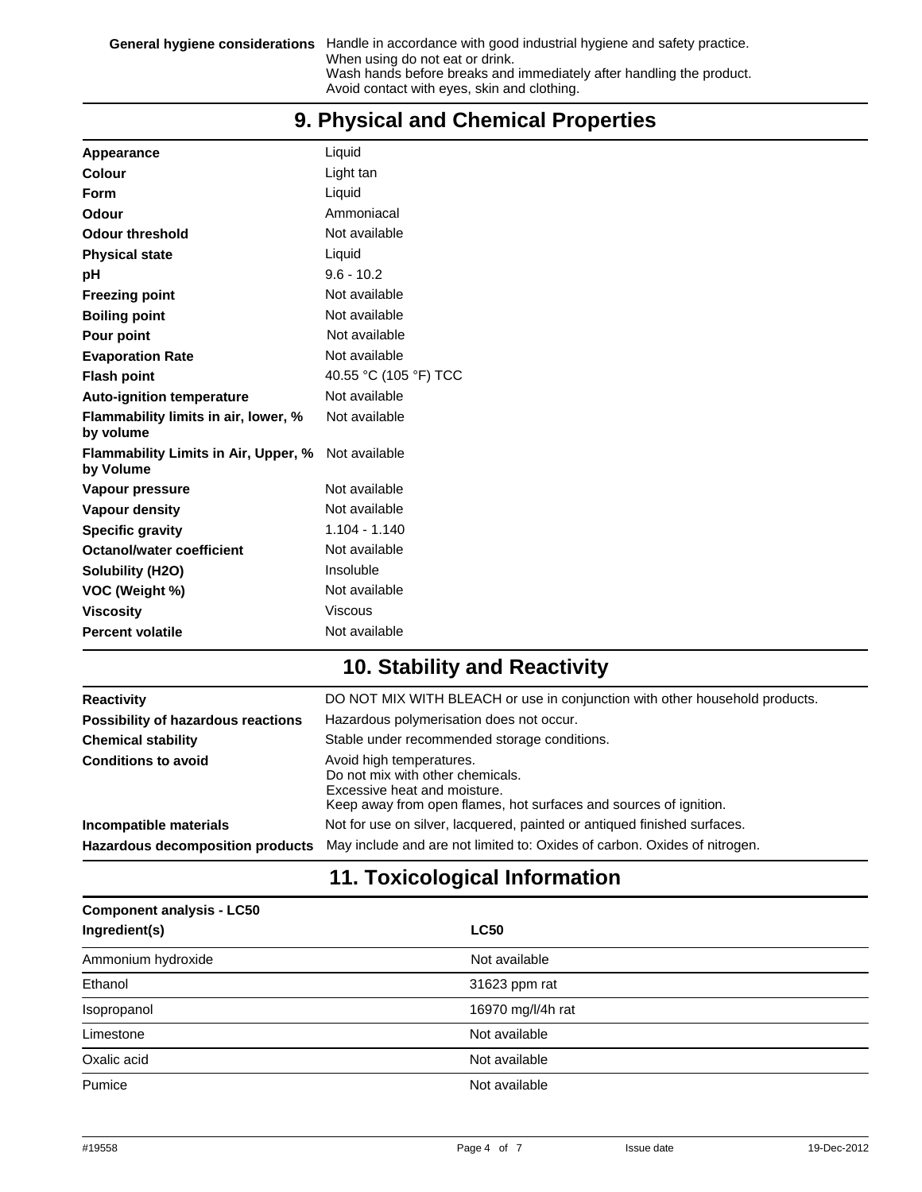| | |
|---|---|
| **General hygiene considerations** | Handle in accordance with good industrial hygiene and safety practice. When using do not eat or drink. Wash hands before breaks and immediately after handling the product. Avoid contact with eyes, skin and clothing. |

## 9. Physical and Chemical Properties

| | |
|---|---|
| **Appearance** | Liquid |
| **Colour** | Light tan |
| **Form** | Liquid |
| **Odour** | Ammoniacal |
| **Odour threshold** | Not available |
| **Physical state** | Liquid |
| **pH** | 9.6 - 10.2 |
| **Freezing point** | Not available |
| **Boiling point** | Not available |
| **Pour point** | Not available |
| **Evaporation Rate** | Not available |
| **Flash point** | 40.55 °C (105 °F) TCC |
| **Auto-ignition temperature** | Not available |
| **Flammability limits in air, lower, % by volume** | Not available |
| **Flammability Limits in Air, Upper, % by Volume** | Not available |
| **Vapour pressure** | Not available |
| **Vapour density** | Not available |
| **Specific gravity** | 1.104 - 1.140 |
| **Octanol/water coefficient** | Not available |
| **Solubility (H2O)** | Insoluble |
| **VOC (Weight %)** | Not available |
| **Viscosity** | Viscous |
| **Percent volatile** | Not available |

## 10. Stability and Reactivity

| | |
|---|---|
| **Reactivity** | DO NOT MIX WITH BLEACH or use in conjunction with other household products. |
| **Possibility of hazardous reactions** | Hazardous polymerisation does not occur. |
| **Chemical stability** | Stable under recommended storage conditions. |
| **Conditions to avoid** | Avoid high temperatures.<br>Do not mix with other chemicals.<br>Excessive heat and moisture.<br>Keep away from open flames, hot surfaces and sources of ignition. |
| **Incompatible materials** | Not for use on silver, lacquered, painted or antiqued finished surfaces. |
| **Hazardous decomposition products** | May include and are not limited to: Oxides of carbon. Oxides of nitrogen. |

## 11. Toxicological Information

**Component analysis - LC50**

| Ingredient(s) | LC50 |
|---|---|
| Ammonium hydroxide | Not available |
| Ethanol | 31623 ppm rat |
| Isopropanol | 16970 mg/l/4h rat |
| Limestone | Not available |
| Oxalic acid | Not available |
| Pumice | Not available |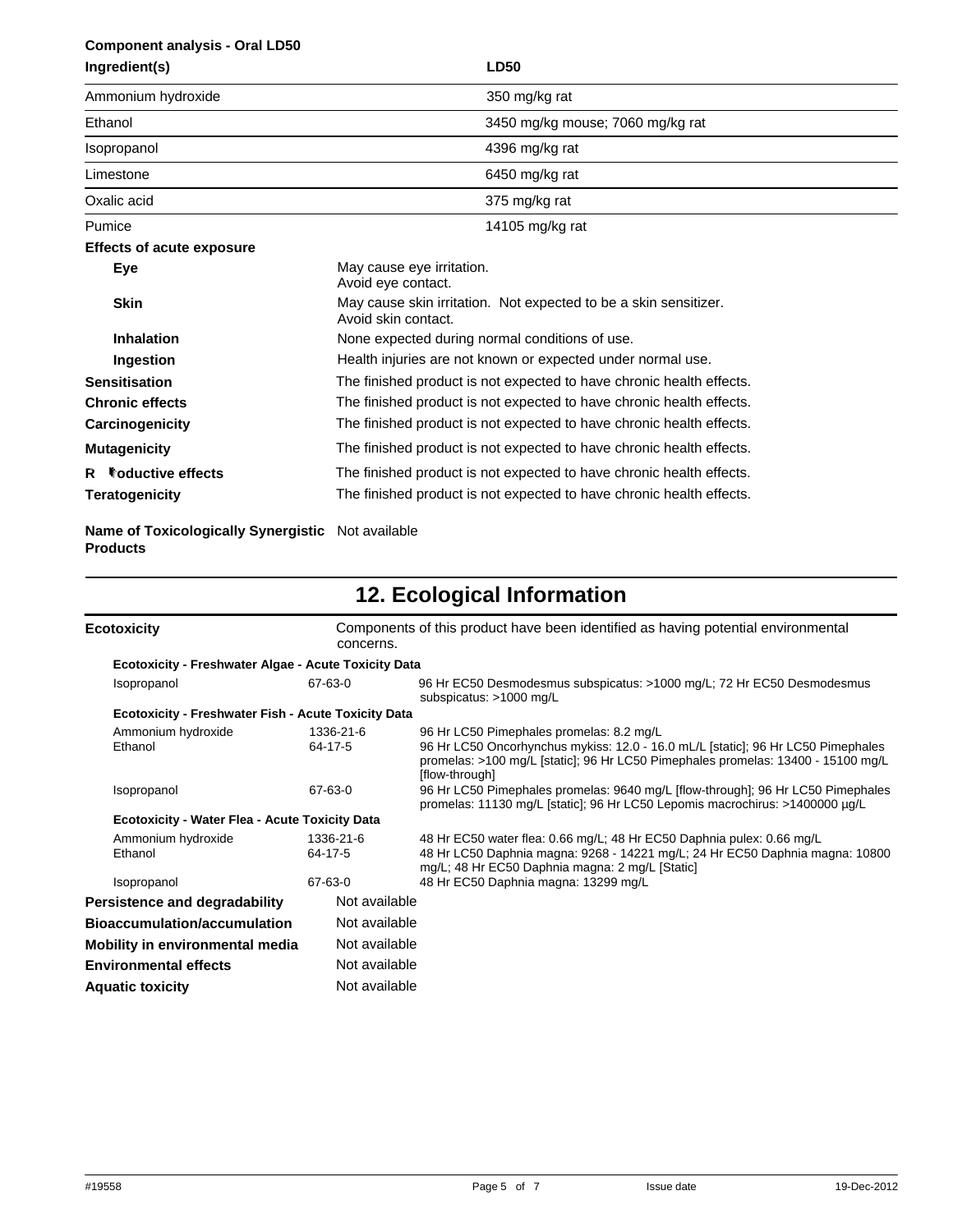**Component analysis - Oral LD50**

| Ingredient(s) | LD50 |
| --- | --- |
| Ammonium hydroxide | 350 mg/kg rat |
| Ethanol | 3450 mg/kg mouse; 7060 mg/kg rat |
| Isopropanol | 4396 mg/kg rat |
| Limestone | 6450 mg/kg rat |
| Oxalic acid | 375 mg/kg rat |
| Pumice | 14105 mg/kg rat |

**Effects of acute exposure**

| | |
| --- | --- |
| **Eye** | May cause eye irritation. Avoid eye contact. |
| **Skin** | May cause skin irritation. Not expected to be a skin sensitizer. Avoid skin contact. |
| **Inhalation** | None expected during normal conditions of use. |
| **Ingestion** | Health injuries are not known or expected under normal use. |
| **Sensitisation** | The finished product is not expected to have chronic health effects. |
| **Chronic effects** | The finished product is not expected to have chronic health effects. |
| **Carcinogenicity** | The finished product is not expected to have chronic health effects. |
| **Mutagenicity** | The finished product is not expected to have chronic health effects. |
| **Reproductive effects** | The finished product is not expected to have chronic health effects. |
| **Teratogenicity** | The finished product is not expected to have chronic health effects. |

**Name of Toxicologically Synergistic Products** Not available

# 12. Ecological Information

**Ecotoxicity** Components of this product have been identified as having potential environmental concerns.

**Ecotoxicity - Freshwater Algae - Acute Toxicity Data**

| | | |
| --- | --- | --- |
| Isopropanol | 67-63-0 | 96 Hr EC50 Desmodesmus subspicatus: >1000 mg/L; 72 Hr EC50 Desmodesmus subspicatus: >1000 mg/L |

**Ecotoxicity - Freshwater Fish - Acute Toxicity Data**

| | | |
| --- | --- | --- |
| Ammonium hydroxide | 1336-21-6 | 96 Hr LC50 Pimephales promelas: 8.2 mg/L |
| Ethanol | 64-17-5 | 96 Hr LC50 Oncorhynchus mykiss: 12.0 - 16.0 mL/L [static]; 96 Hr LC50 Pimephales promelas: >100 mg/L [static]; 96 Hr LC50 Pimephales promelas: 13400 - 15100 mg/L [flow-through] |
| Isopropanol | 67-63-0 | 96 Hr LC50 Pimephales promelas: 9640 mg/L [flow-through]; 96 Hr LC50 Pimephales promelas: 11130 mg/L [static]; 96 Hr LC50 Lepomis macrochirus: >1400000 µg/L |

**Ecotoxicity - Water Flea - Acute Toxicity Data**

| | | |
| --- | --- | --- |
| Ammonium hydroxide | 1336-21-6 | 48 Hr EC50 water flea: 0.66 mg/L; 48 Hr EC50 Daphnia pulex: 0.66 mg/L |
| Ethanol | 64-17-5 | 48 Hr LC50 Daphnia magna: 9268 - 14221 mg/L; 24 Hr EC50 Daphnia magna: 10800 mg/L; 48 Hr EC50 Daphnia magna: 2 mg/L [Static] |
| Isopropanol | 67-63-0 | 48 Hr EC50 Daphnia magna: 13299 mg/L |

| | |
| --- | --- |
| **Persistence and degradability** | Not available |
| **Bioaccumulation/accumulation** | Not available |
| **Mobility in environmental media** | Not available |
| **Environmental effects** | Not available |
| **Aquatic toxicity** | Not available |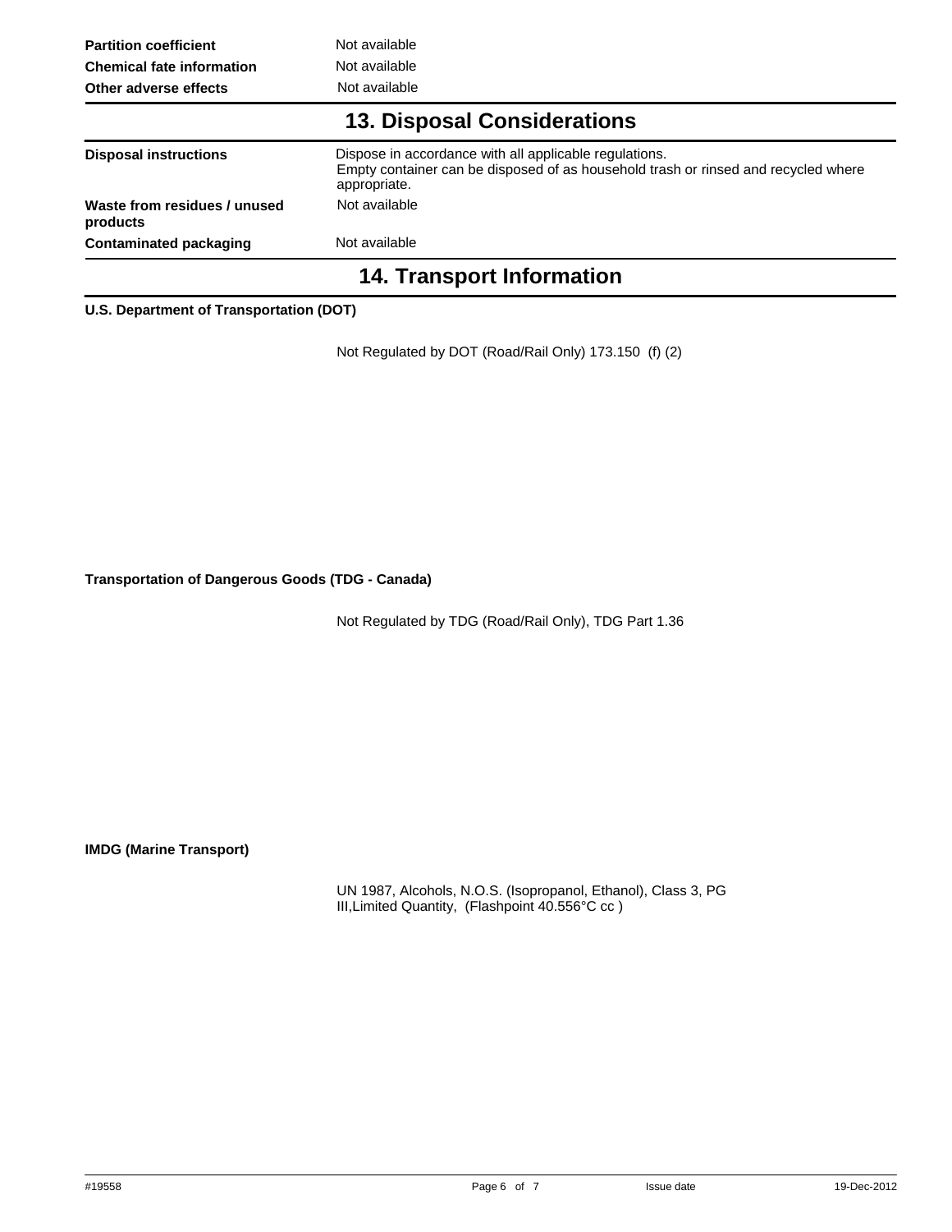| | |
|---|---|
| **Partition coefficient** | Not available |
| **Chemical fate information** | Not available |
| **Other adverse effects** | Not available |

## 13. Disposal Considerations

| | |
|---|---|
| **Disposal instructions** | Dispose in accordance with all applicable regulations. Empty container can be disposed of as household trash or rinsed and recycled where appropriate. |
| **Waste from residues / unused products** | Not available |
| **Contaminated packaging** | Not available |

## 14. Transport Information

**U.S. Department of Transportation (DOT)**

Not Regulated by DOT (Road/Rail Only) 173.150 (f) (2)

**Transportation of Dangerous Goods (TDG - Canada)**

Not Regulated by TDG (Road/Rail Only), TDG Part 1.36

**IMDG (Marine Transport)**

UN 1987, Alcohols, N.O.S. (Isopropanol, Ethanol), Class 3, PG III,Limited Quantity, (Flashpoint 40.556°C cc )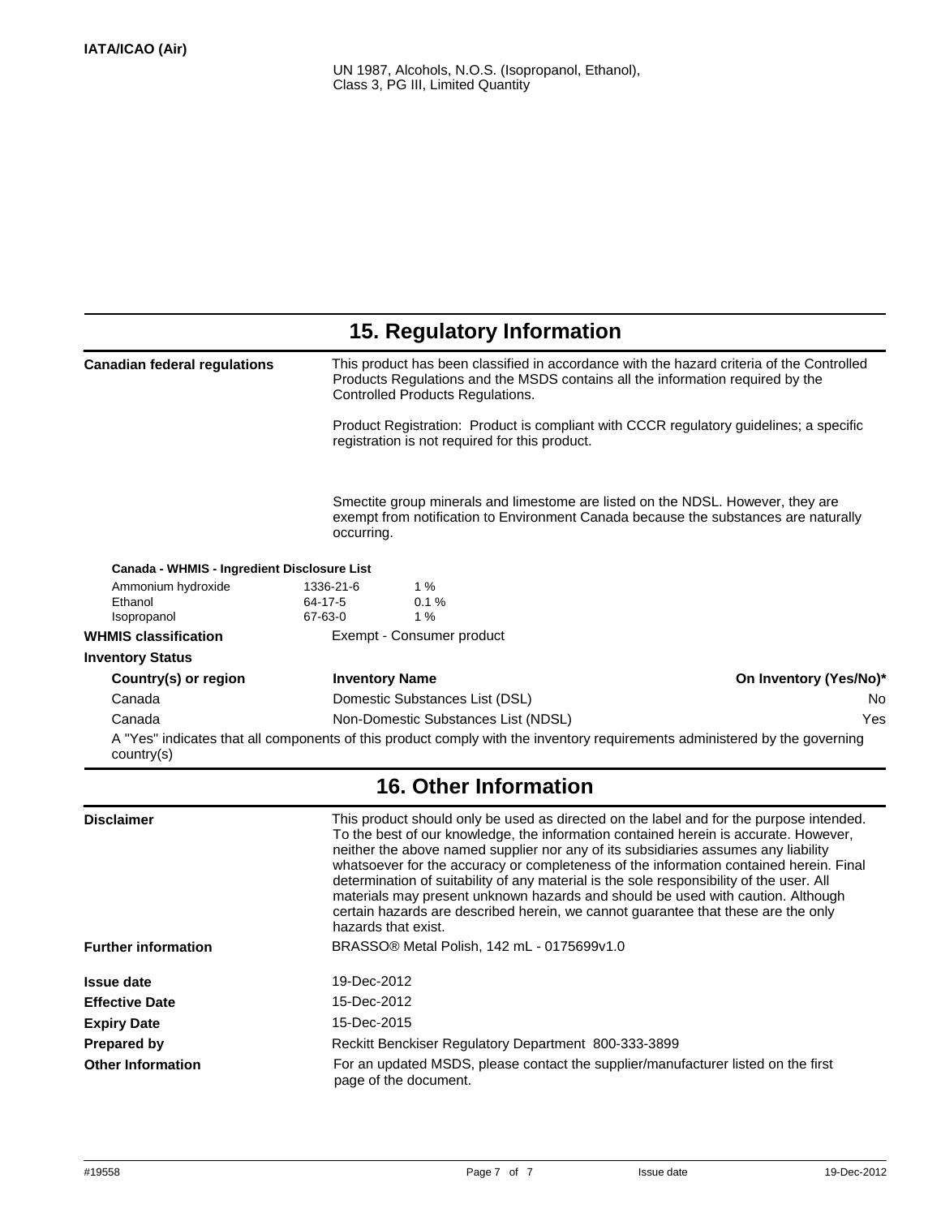**IATA/ICAO (Air)**

UN 1987, Alcohols, N.O.S. (Isopropanol, Ethanol), Class 3, PG III, Limited Quantity

## 15. Regulatory Information

**Canadian federal regulations**

This product has been classified in accordance with the hazard criteria of the Controlled Products Regulations and the MSDS contains all the information required by the Controlled Products Regulations.

Product Registration: Product is compliant with CCCR regulatory guidelines; a specific registration is not required for this product.

Smectite group minerals and limestone are listed on the NDSL. However, they are exempt from notification to Environment Canada because the substances are naturally occurring.

**Canada - WHMIS - Ingredient Disclosure List**

| | | |
|---|---|---|
| Ammonium hydroxide | 1336-21-6 | 1 % |
| Ethanol | 64-17-5 | 0.1 % |
| Isopropanol | 67-63-0 | 1 % |

**WHMIS classification** Exempt - Consumer product

**Inventory Status**

| Country(s) or region | Inventory Name | On Inventory (Yes/No)* |
|---|---|---|
| Canada | Domestic Substances List (DSL) | No |
| Canada | Non-Domestic Substances List (NDSL) | Yes |

A "Yes" indicates that all components of this product comply with the inventory requirements administered by the governing country(s)

## 16. Other Information

**Disclaimer**

This product should only be used as directed on the label and for the purpose intended. To the best of our knowledge, the information contained herein is accurate. However, neither the above named supplier nor any of its subsidiaries assumes any liability whatsoever for the accuracy or completeness of the information contained herein. Final determination of suitability of any material is the sole responsibility of the user. All materials may present unknown hazards and should be used with caution. Although certain hazards are described herein, we cannot guarantee that these are the only hazards that exist.

**Further information** BRASSO® Metal Polish, 142 mL - 0175699v1.0

**Issue date** 19-Dec-2012

**Effective Date** 15-Dec-2012

**Expiry Date** 15-Dec-2015

**Prepared by** Reckitt Benckiser Regulatory Department 800-333-3899

**Other Information** For an updated MSDS, please contact the supplier/manufacturer listed on the first page of the document.